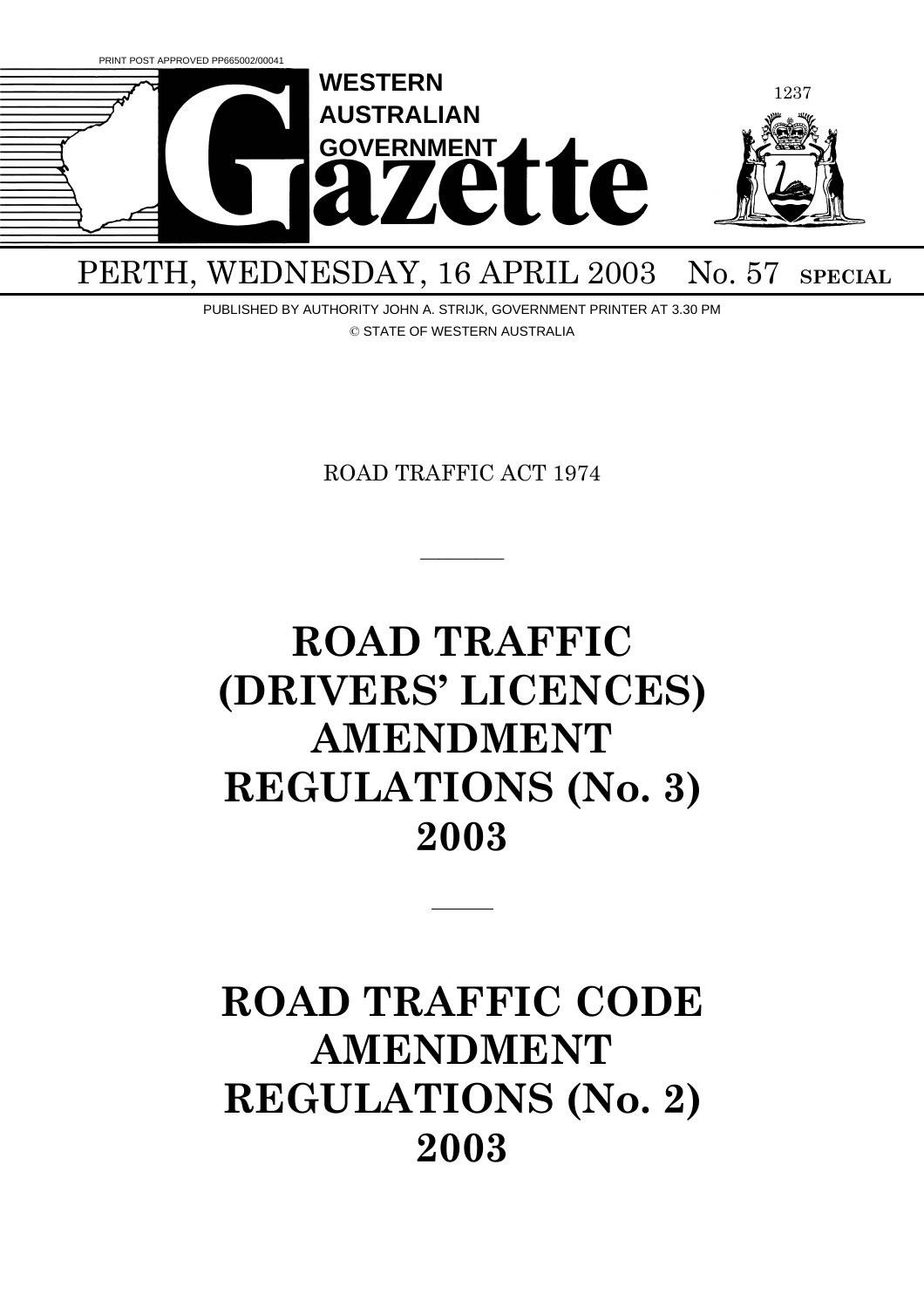PRINT POST APPROVED PP665002/00041

# WESTERN AUSTRALIAN GOVERNMENT Gazette

PERTH, WEDNESDAY, 16 APRIL 2003 No. 57 **SPECIAL**

PUBLISHED BY AUTHORITY JOHN A. STRIJK, GOVERNMENT PRINTER AT 3.30 PM

© STATE OF WESTERN AUSTRALIA

ROAD TRAFFIC ACT 1974

---

# ROAD TRAFFIC (DRIVERS' LICENCES) AMENDMENT REGULATIONS (No. 3) 2003

---

# ROAD TRAFFIC CODE AMENDMENT REGULATIONS (No. 2) 2003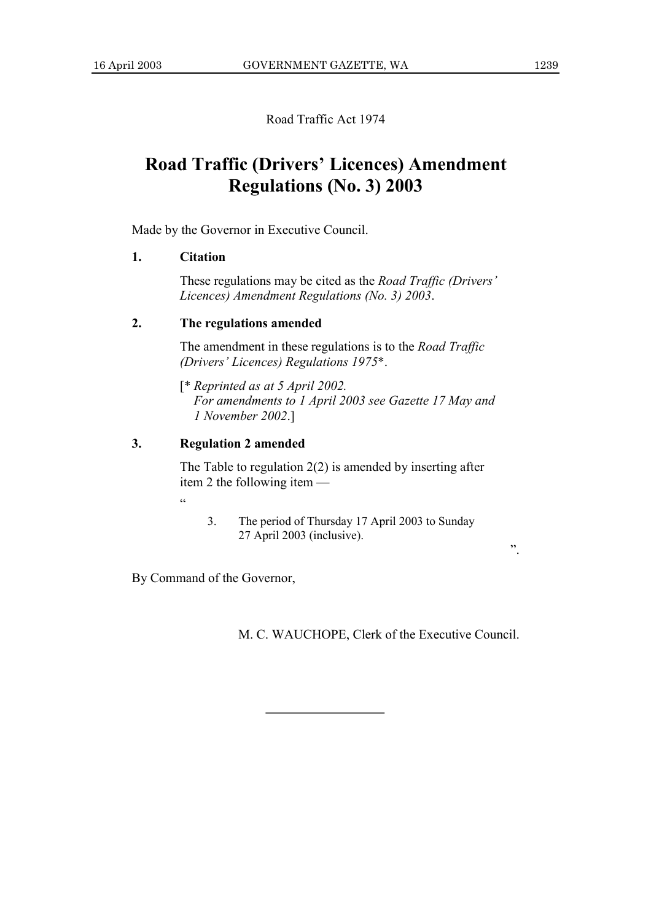Road Traffic Act 1974

# Road Traffic (Drivers' Licences) Amendment Regulations (No. 3) 2003

Made by the Governor in Executive Council.

**1. Citation**

These regulations may be cited as the *Road Traffic (Drivers' Licences) Amendment Regulations (No. 3) 2003*.

**2. The regulations amended**

The amendment in these regulations is to the *Road Traffic (Drivers' Licences) Regulations 1975*\*.

[\* *Reprinted as at 5 April 2002.*
*For amendments to 1 April 2003 see Gazette 17 May and 1 November 2002*.]

**3. Regulation 2 amended**

The Table to regulation 2(2) is amended by inserting after item 2 the following item —

"

3. The period of Thursday 17 April 2003 to Sunday 27 April 2003 (inclusive).

".

By Command of the Governor,

M. C. WAUCHOPE, Clerk of the Executive Council.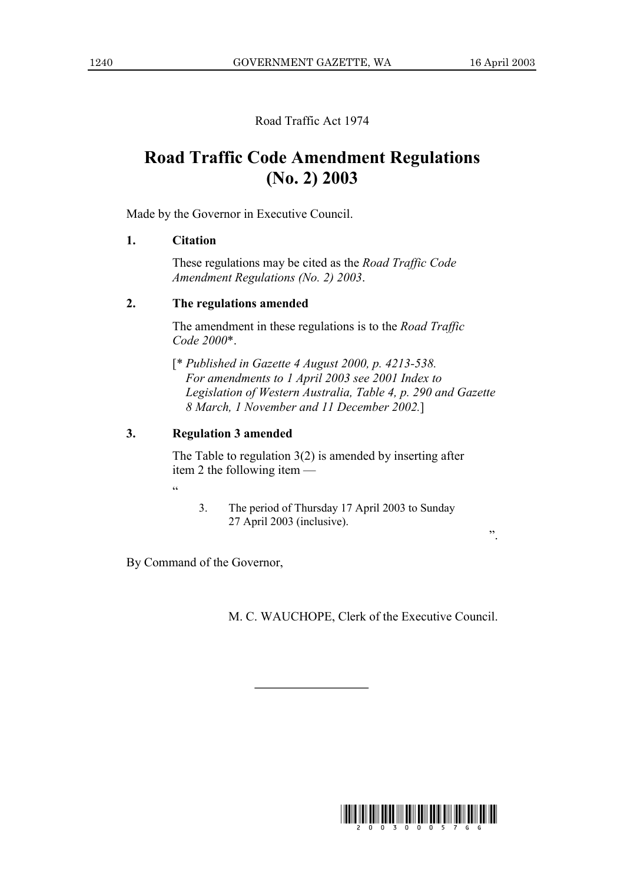Road Traffic Act 1974

# Road Traffic Code Amendment Regulations (No. 2) 2003

Made by the Governor in Executive Council.

**1. Citation**

These regulations may be cited as the *Road Traffic Code Amendment Regulations (No. 2) 2003*.

**2. The regulations amended**

The amendment in these regulations is to the *Road Traffic Code 2000*\*.

[\* *Published in Gazette 4 August 2000, p. 4213-538. For amendments to 1 April 2003 see 2001 Index to Legislation of Western Australia, Table 4, p. 290 and Gazette 8 March, 1 November and 11 December 2002.*]

**3. Regulation 3 amended**

The Table to regulation 3(2) is amended by inserting after item 2 the following item —

"

3. The period of Thursday 17 April 2003 to Sunday 27 April 2003 (inclusive).

".

By Command of the Governor,

M. C. WAUCHOPE, Clerk of the Executive Council.